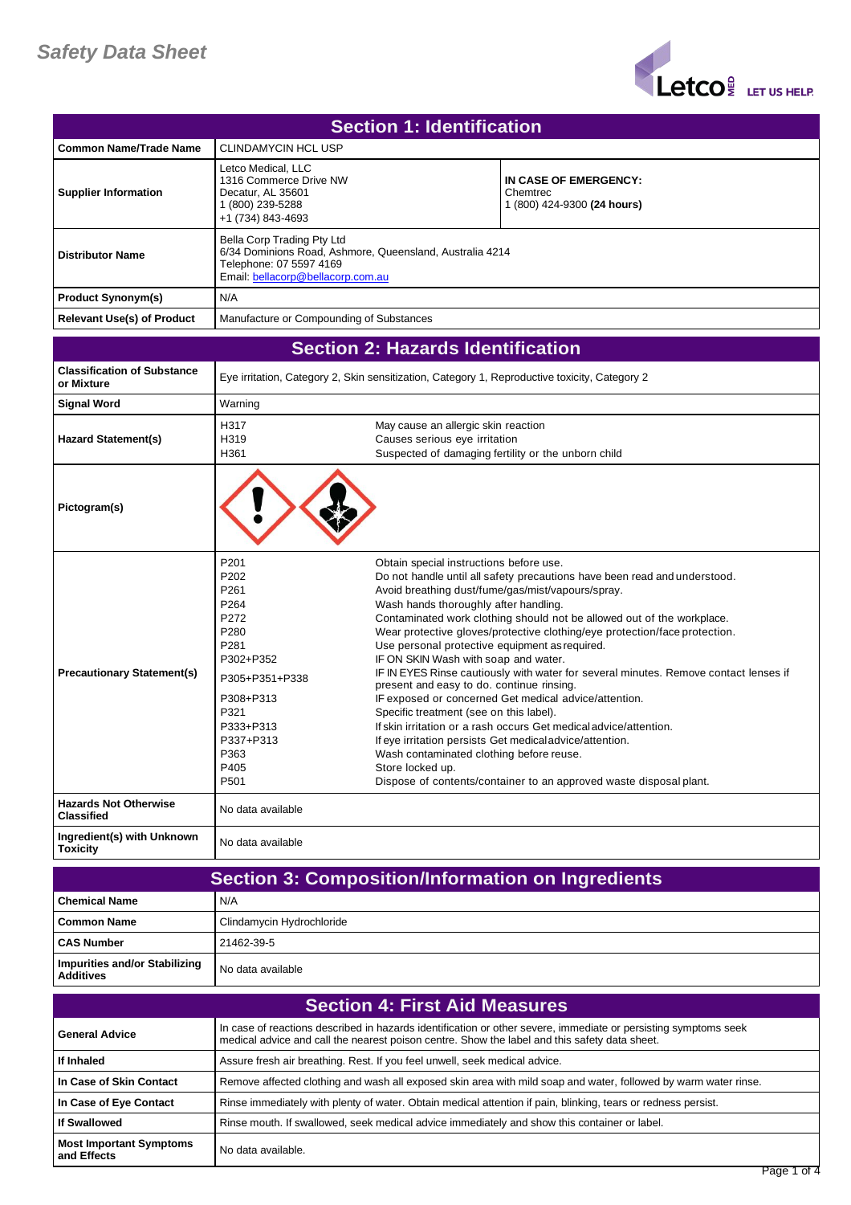# Safety Data Sheet

## Section 1: Identification

| | | |
|---|---|---|
| **Common Name/Trade Name** | CLINDAMYCIN HCL USP | |
| **Supplier Information** | Letco Medical, LLC<br>1316 Commerce Drive NW<br>Decatur, AL 35601<br>1 (800) 239-5288<br>+1 (734) 843-4693 | **IN CASE OF EMERGENCY:**<br>Chemtrec<br>1 (800) 424-9300 **(24 hours)** |
| **Distributor Name** | Bella Corp Trading Pty Ltd<br>6/34 Dominions Road, Ashmore, Queensland, Australia 4214<br>Telephone: 07 5597 4169<br>Email: bellacorp@bellacorp.com.au | |
| **Product Synonym(s)** | N/A | |
| **Relevant Use(s) of Product** | Manufacture or Compounding of Substances | |

## Section 2: Hazards Identification

| | | |
|---|---|---|
| **Classification of Substance or Mixture** | Eye irritation, Category 2, Skin sensitization, Category 1, Reproductive toxicity, Category 2 | |
| **Signal Word** | Warning | |
| **Hazard Statement(s)** | H317<br>H319<br>H361 | May cause an allergic skin reaction<br>Causes serious eye irritation<br>Suspected of damaging fertility or the unborn child |
| **Pictogram(s)** | | |
| **Precautionary Statement(s)** | P201<br>P202<br>P261<br>P264<br>P272<br>P280<br>P281<br>P302+P352<br>P305+P351+P338<br><br>P308+P313<br>P321<br>P333+P313<br>P337+P313<br>P363<br>P405<br>P501 | Obtain special instructions before use.<br>Do not handle until all safety precautions have been read and understood.<br>Avoid breathing dust/fume/gas/mist/vapours/spray.<br>Wash hands thoroughly after handling.<br>Contaminated work clothing should not be allowed out of the workplace.<br>Wear protective gloves/protective clothing/eye protection/face protection.<br>Use personal protective equipment as required.<br>IF ON SKIN Wash with soap and water.<br>IF IN EYES Rinse cautiously with water for several minutes. Remove contact lenses if present and easy to do. continue rinsing.<br>IF exposed or concerned Get medical advice/attention.<br>Specific treatment (see on this label).<br>If skin irritation or a rash occurs Get medical advice/attention.<br>If eye irritation persists Get medical advice/attention.<br>Wash contaminated clothing before reuse.<br>Store locked up.<br>Dispose of contents/container to an approved waste disposal plant. |
| **Hazards Not Otherwise Classified** | No data available | |
| **Ingredient(s) with Unknown Toxicity** | No data available | |

## Section 3: Composition/Information on Ingredients

| | |
|---|---|
| **Chemical Name** | N/A |
| **Common Name** | Clindamycin Hydrochloride |
| **CAS Number** | 21462-39-5 |
| **Impurities and/or Stabilizing Additives** | No data available |

## Section 4: First Aid Measures

| | |
|---|---|
| **General Advice** | In case of reactions described in hazards identification or other severe, immediate or persisting symptoms seek medical advice and call the nearest poison centre. Show the label and this safety data sheet. |
| **If Inhaled** | Assure fresh air breathing. Rest. If you feel unwell, seek medical advice. |
| **In Case of Skin Contact** | Remove affected clothing and wash all exposed skin area with mild soap and water, followed by warm water rinse. |
| **In Case of Eye Contact** | Rinse immediately with plenty of water. Obtain medical attention if pain, blinking, tears or redness persist. |
| **If Swallowed** | Rinse mouth. If swallowed, seek medical advice immediately and show this container or label. |
| **Most Important Symptoms and Effects** | No data available. |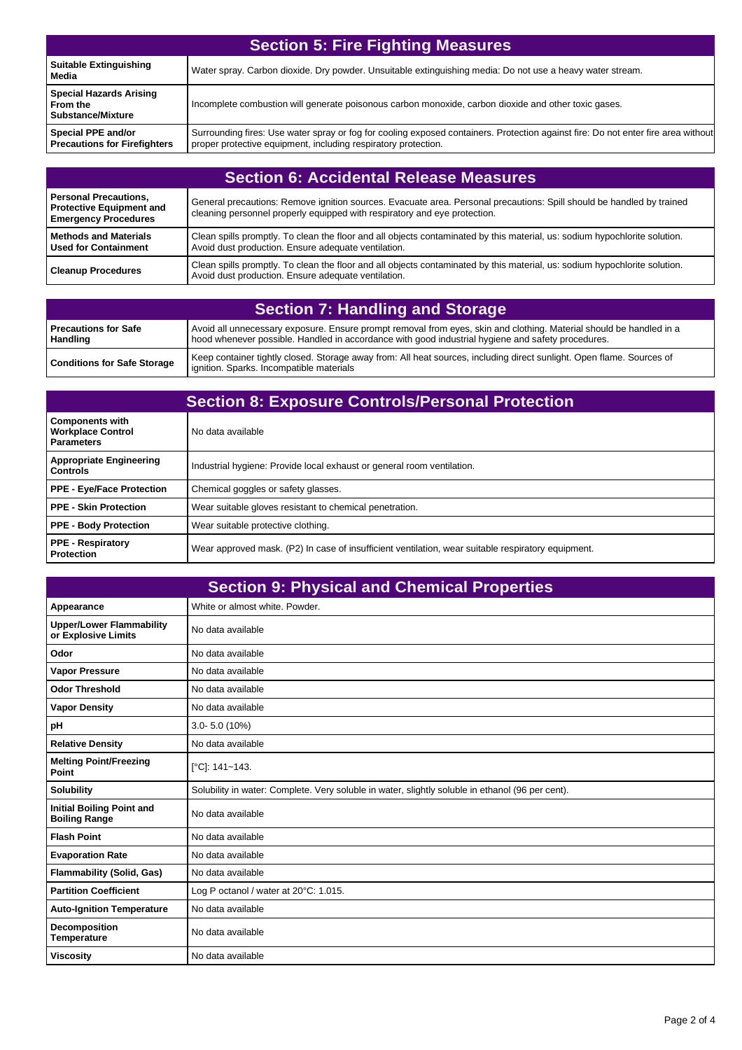## Section 5: Fire Fighting Measures

| | |
|---|---|
| **Suitable Extinguishing Media** | Water spray. Carbon dioxide. Dry powder. Unsuitable extinguishing media: Do not use a heavy water stream. |
| **Special Hazards Arising From the Substance/Mixture** | Incomplete combustion will generate poisonous carbon monoxide, carbon dioxide and other toxic gases. |
| **Special PPE and/or Precautions for Firefighters** | Surrounding fires: Use water spray or fog for cooling exposed containers. Protection against fire: Do not enter fire area without proper protective equipment, including respiratory protection. |

## Section 6: Accidental Release Measures

| | |
|---|---|
| **Personal Precautions, Protective Equipment and Emergency Procedures** | General precautions: Remove ignition sources. Evacuate area. Personal precautions: Spill should be handled by trained cleaning personnel properly equipped with respiratory and eye protection. |
| **Methods and Materials Used for Containment** | Clean spills promptly. To clean the floor and all objects contaminated by this material, us: sodium hypochlorite solution. Avoid dust production. Ensure adequate ventilation. |
| **Cleanup Procedures** | Clean spills promptly. To clean the floor and all objects contaminated by this material, us: sodium hypochlorite solution. Avoid dust production. Ensure adequate ventilation. |

## Section 7: Handling and Storage

| | |
|---|---|
| **Precautions for Safe Handling** | Avoid all unnecessary exposure. Ensure prompt removal from eyes, skin and clothing. Material should be handled in a hood whenever possible. Handled in accordance with good industrial hygiene and safety procedures. |
| **Conditions for Safe Storage** | Keep container tightly closed. Storage away from: All heat sources, including direct sunlight. Open flame. Sources of ignition. Sparks. Incompatible materials |

## Section 8: Exposure Controls/Personal Protection

| | |
|---|---|
| **Components with Workplace Control Parameters** | No data available |
| **Appropriate Engineering Controls** | Industrial hygiene: Provide local exhaust or general room ventilation. |
| **PPE - Eye/Face Protection** | Chemical goggles or safety glasses. |
| **PPE - Skin Protection** | Wear suitable gloves resistant to chemical penetration. |
| **PPE - Body Protection** | Wear suitable protective clothing. |
| **PPE - Respiratory Protection** | Wear approved mask. (P2) In case of insufficient ventilation, wear suitable respiratory equipment. |

## Section 9: Physical and Chemical Properties

| | |
|---|---|
| **Appearance** | White or almost white. Powder. |
| **Upper/Lower Flammability or Explosive Limits** | No data available |
| **Odor** | No data available |
| **Vapor Pressure** | No data available |
| **Odor Threshold** | No data available |
| **Vapor Density** | No data available |
| **pH** | 3.0- 5.0 (10%) |
| **Relative Density** | No data available |
| **Melting Point/Freezing Point** | [°C]: 141~143. |
| **Solubility** | Solubility in water: Complete. Very soluble in water, slightly soluble in ethanol (96 per cent). |
| **Initial Boiling Point and Boiling Range** | No data available |
| **Flash Point** | No data available |
| **Evaporation Rate** | No data available |
| **Flammability (Solid, Gas)** | No data available |
| **Partition Coefficient** | Log P octanol / water at 20°C: 1.015. |
| **Auto-Ignition Temperature** | No data available |
| **Decomposition Temperature** | No data available |
| **Viscosity** | No data available |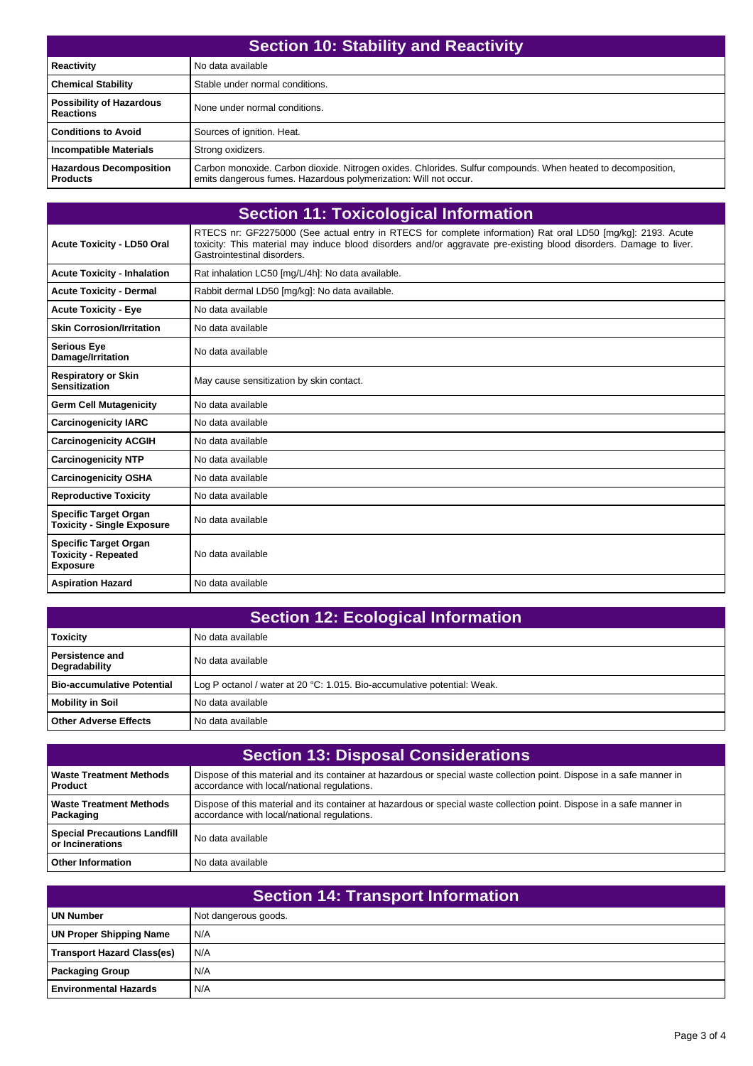## Section 10: Stability and Reactivity

| | |
|---|---|
| **Reactivity** | No data available |
| **Chemical Stability** | Stable under normal conditions. |
| **Possibility of Hazardous Reactions** | None under normal conditions. |
| **Conditions to Avoid** | Sources of ignition. Heat. |
| **Incompatible Materials** | Strong oxidizers. |
| **Hazardous Decomposition Products** | Carbon monoxide. Carbon dioxide. Nitrogen oxides. Chlorides. Sulfur compounds. When heated to decomposition, emits dangerous fumes. Hazardous polymerization: Will not occur. |

## Section 11: Toxicological Information

| | |
|---|---|
| **Acute Toxicity - LD50 Oral** | RTECS nr: GF2275000 (See actual entry in RTECS for complete information) Rat oral LD50 [mg/kg]: 2193. Acute toxicity: This material may induce blood disorders and/or aggravate pre-existing blood disorders. Damage to liver. Gastrointestinal disorders. |
| **Acute Toxicity - Inhalation** | Rat inhalation LC50 [mg/L/4h]: No data available. |
| **Acute Toxicity - Dermal** | Rabbit dermal LD50 [mg/kg]: No data available. |
| **Acute Toxicity - Eye** | No data available |
| **Skin Corrosion/Irritation** | No data available |
| **Serious Eye Damage/Irritation** | No data available |
| **Respiratory or Skin Sensitization** | May cause sensitization by skin contact. |
| **Germ Cell Mutagenicity** | No data available |
| **Carcinogenicity IARC** | No data available |
| **Carcinogenicity ACGIH** | No data available |
| **Carcinogenicity NTP** | No data available |
| **Carcinogenicity OSHA** | No data available |
| **Reproductive Toxicity** | No data available |
| **Specific Target Organ Toxicity - Single Exposure** | No data available |
| **Specific Target Organ Toxicity - Repeated Exposure** | No data available |
| **Aspiration Hazard** | No data available |

## Section 12: Ecological Information

| | |
|---|---|
| **Toxicity** | No data available |
| **Persistence and Degradability** | No data available |
| **Bio-accumulative Potential** | Log P octanol / water at 20 °C: 1.015. Bio-accumulative potential: Weak. |
| **Mobility in Soil** | No data available |
| **Other Adverse Effects** | No data available |

## Section 13: Disposal Considerations

| | |
|---|---|
| **Waste Treatment Methods Product** | Dispose of this material and its container at hazardous or special waste collection point. Dispose in a safe manner in accordance with local/national regulations. |
| **Waste Treatment Methods Packaging** | Dispose of this material and its container at hazardous or special waste collection point. Dispose in a safe manner in accordance with local/national regulations. |
| **Special Precautions Landfill or Incinerations** | No data available |
| **Other Information** | No data available |

## Section 14: Transport Information

| | |
|---|---|
| **UN Number** | Not dangerous goods. |
| **UN Proper Shipping Name** | N/A |
| **Transport Hazard Class(es)** | N/A |
| **Packaging Group** | N/A |
| **Environmental Hazards** | N/A |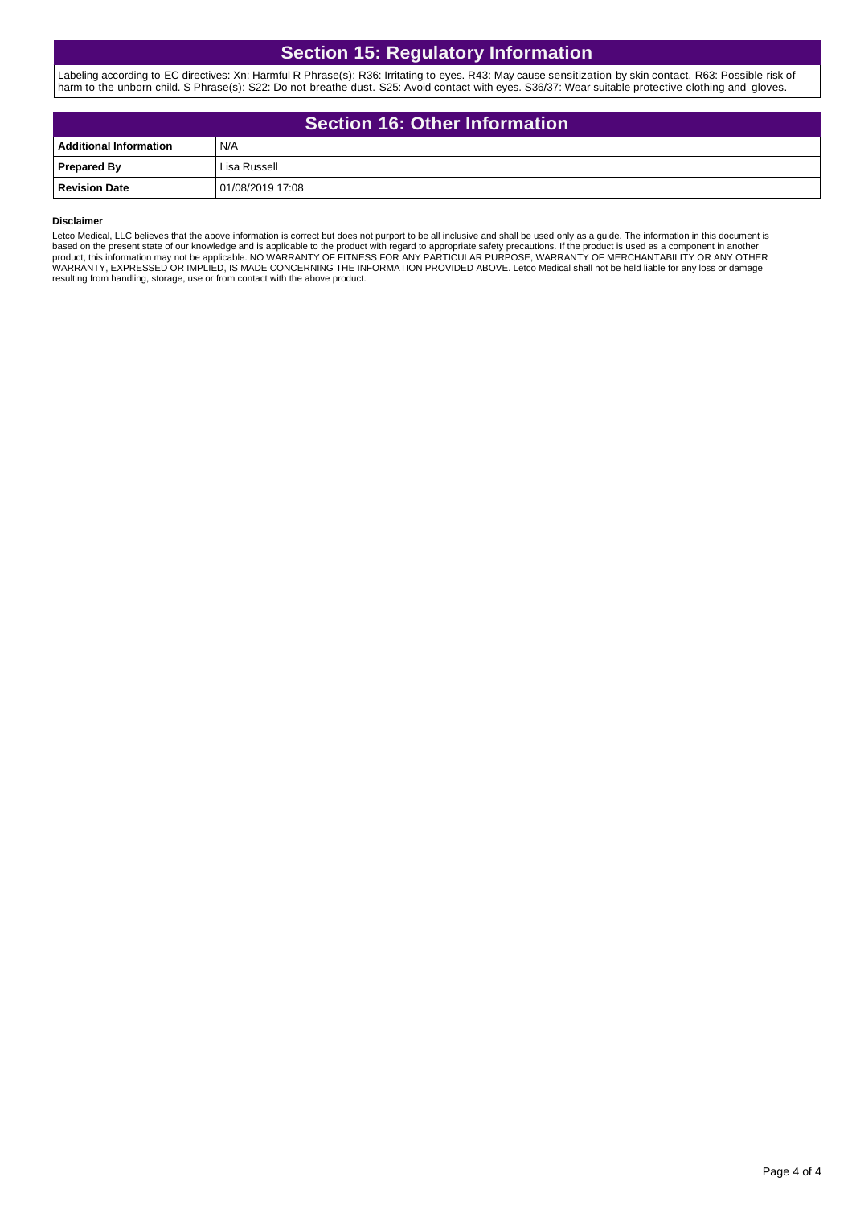## Section 15: Regulatory Information

Labeling according to EC directives: Xn: Harmful R Phrase(s): R36: Irritating to eyes. R43: May cause sensitization by skin contact. R63: Possible risk of harm to the unborn child. S Phrase(s): S22: Do not breathe dust. S25: Avoid contact with eyes. S36/37: Wear suitable protective clothing and gloves.

## Section 16: Other Information

| | |
|---|---|
| **Additional Information** | N/A |
| **Prepared By** | Lisa Russell |
| **Revision Date** | 01/08/2019 17:08 |

**Disclaimer**

Letco Medical, LLC believes that the above information is correct but does not purport to be all inclusive and shall be used only as a guide. The information in this document is based on the present state of our knowledge and is applicable to the product with regard to appropriate safety precautions. If the product is used as a component in another product, this information may not be applicable. NO WARRANTY OF FITNESS FOR ANY PARTICULAR PURPOSE, WARRANTY OF MERCHANTABILITY OR ANY OTHER WARRANTY, EXPRESSED OR IMPLIED, IS MADE CONCERNING THE INFORMATION PROVIDED ABOVE. Letco Medical shall not be held liable for any loss or damage resulting from handling, storage, use or from contact with the above product.